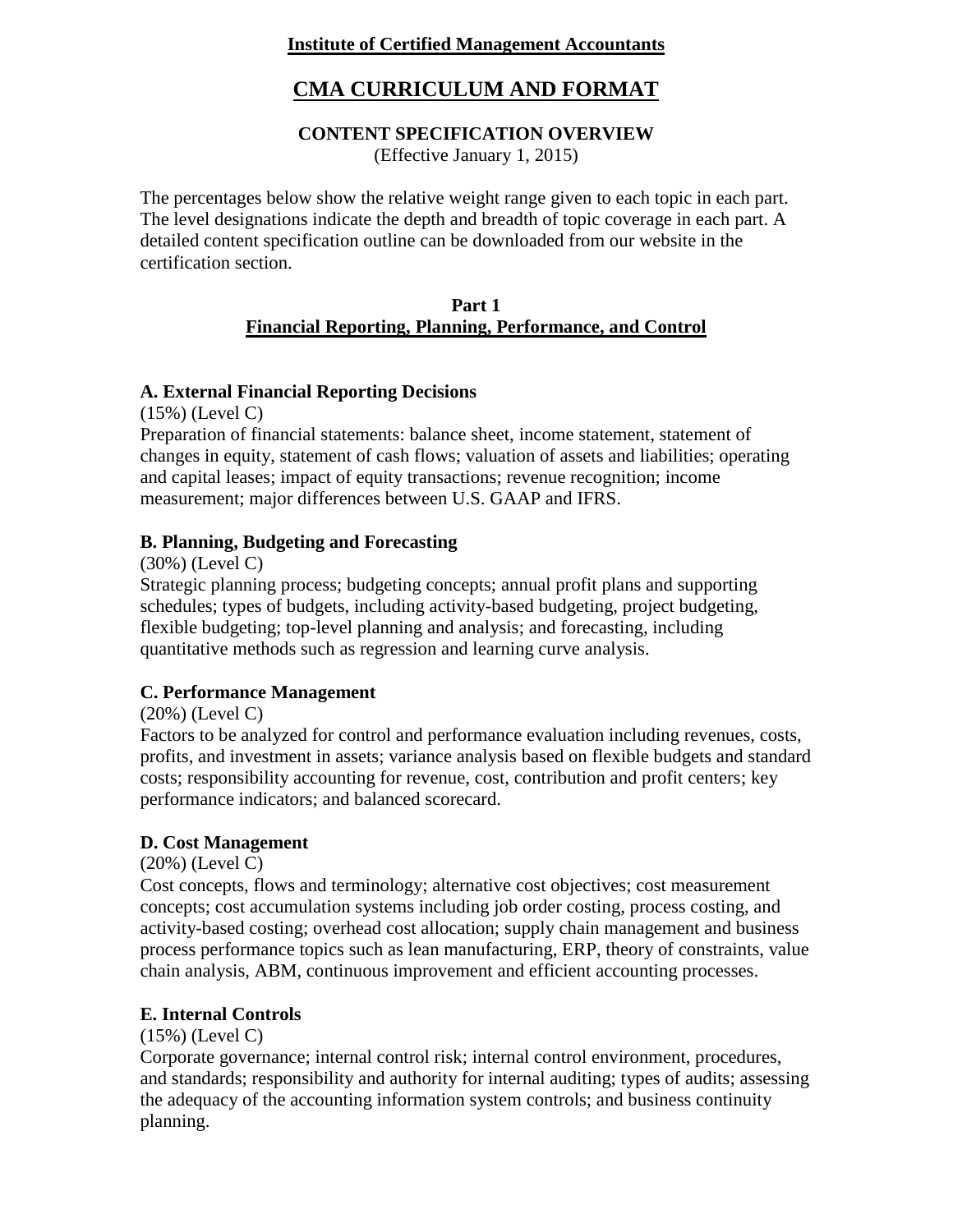**Institute of Certified Management Accountants**

# CMA CURRICULUM AND FORMAT

## CONTENT SPECIFICATION OVERVIEW

(Effective January 1, 2015)

The percentages below show the relative weight range given to each topic in each part. The level designations indicate the depth and breadth of topic coverage in each part. A detailed content specification outline can be downloaded from our website in the certification section.

## Part 1
## Financial Reporting, Planning, Performance, and Control

### A. External Financial Reporting Decisions

(15%) (Level C)

Preparation of financial statements: balance sheet, income statement, statement of changes in equity, statement of cash flows; valuation of assets and liabilities; operating and capital leases; impact of equity transactions; revenue recognition; income measurement; major differences between U.S. GAAP and IFRS.

### B. Planning, Budgeting and Forecasting

(30%) (Level C)

Strategic planning process; budgeting concepts; annual profit plans and supporting schedules; types of budgets, including activity-based budgeting, project budgeting, flexible budgeting; top-level planning and analysis; and forecasting, including quantitative methods such as regression and learning curve analysis.

### C. Performance Management

(20%) (Level C)

Factors to be analyzed for control and performance evaluation including revenues, costs, profits, and investment in assets; variance analysis based on flexible budgets and standard costs; responsibility accounting for revenue, cost, contribution and profit centers; key performance indicators; and balanced scorecard.

### D. Cost Management

(20%) (Level C)

Cost concepts, flows and terminology; alternative cost objectives; cost measurement concepts; cost accumulation systems including job order costing, process costing, and activity-based costing; overhead cost allocation; supply chain management and business process performance topics such as lean manufacturing, ERP, theory of constraints, value chain analysis, ABM, continuous improvement and efficient accounting processes.

### E. Internal Controls

(15%) (Level C)

Corporate governance; internal control risk; internal control environment, procedures, and standards; responsibility and authority for internal auditing; types of audits; assessing the adequacy of the accounting information system controls; and business continuity planning.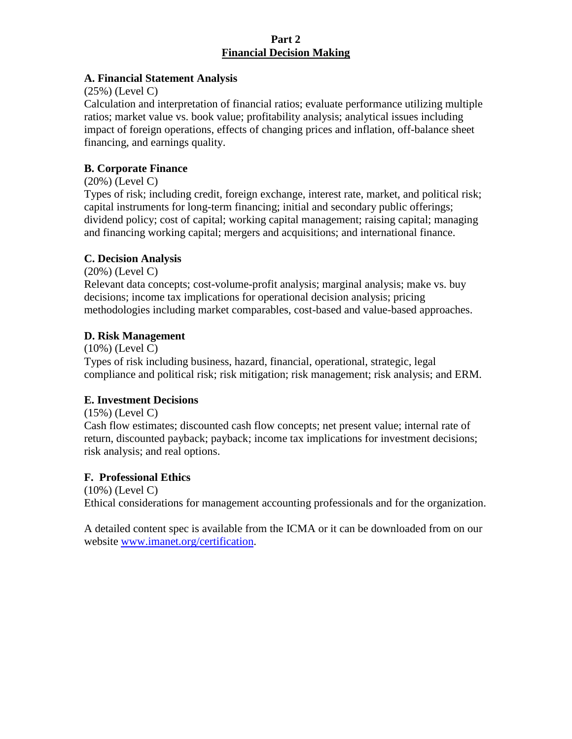# Part 2
## Financial Decision Making

### A. Financial Statement Analysis

(25%) (Level C)
Calculation and interpretation of financial ratios; evaluate performance utilizing multiple ratios; market value vs. book value; profitability analysis; analytical issues including impact of foreign operations, effects of changing prices and inflation, off-balance sheet financing, and earnings quality.

### B. Corporate Finance

(20%) (Level C)
Types of risk; including credit, foreign exchange, interest rate, market, and political risk; capital instruments for long-term financing; initial and secondary public offerings; dividend policy; cost of capital; working capital management; raising capital; managing and financing working capital; mergers and acquisitions; and international finance.

### C. Decision Analysis

(20%) (Level C)
Relevant data concepts; cost-volume-profit analysis; marginal analysis; make vs. buy decisions; income tax implications for operational decision analysis; pricing methodologies including market comparables, cost-based and value-based approaches.

### D. Risk Management

(10%) (Level C)
Types of risk including business, hazard, financial, operational, strategic, legal compliance and political risk; risk mitigation; risk management; risk analysis; and ERM.

### E. Investment Decisions

(15%) (Level C)
Cash flow estimates; discounted cash flow concepts; net present value; internal rate of return, discounted payback; payback; income tax implications for investment decisions; risk analysis; and real options.

### F. Professional Ethics

(10%) (Level C)
Ethical considerations for management accounting professionals and for the organization.

A detailed content spec is available from the ICMA or it can be downloaded from on our website [www.imanet.org/certification](http://www.imanet.org/certification).